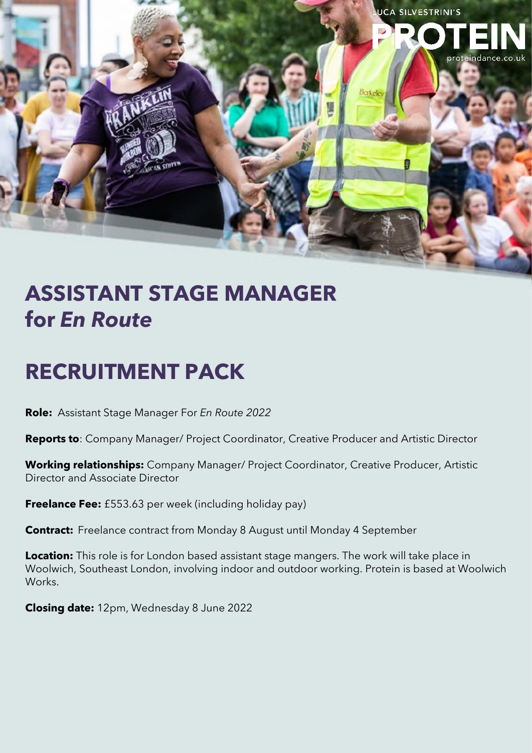# ASSISTANT STAGE MANAGER for *En Route*

# RECRUITMENT PACK

**Role:** Assistant Stage Manager For *En Route 2022*

**Reports to**: Company Manager/ Project Coordinator, Creative Producer and Artistic Director

**Working relationships:** Company Manager/ Project Coordinator, Creative Producer, Artistic Director and Associate Director

**Freelance Fee:** £553.63 per week (including holiday pay)

**Contract:** Freelance contract from Monday 8 August until Monday 4 September

**Location:** This role is for London based assistant stage mangers. The work will take place in Woolwich, Southeast London, involving indoor and outdoor working. Protein is based at Woolwich Works.

**Closing date:** 12pm, Wednesday 8 June 2022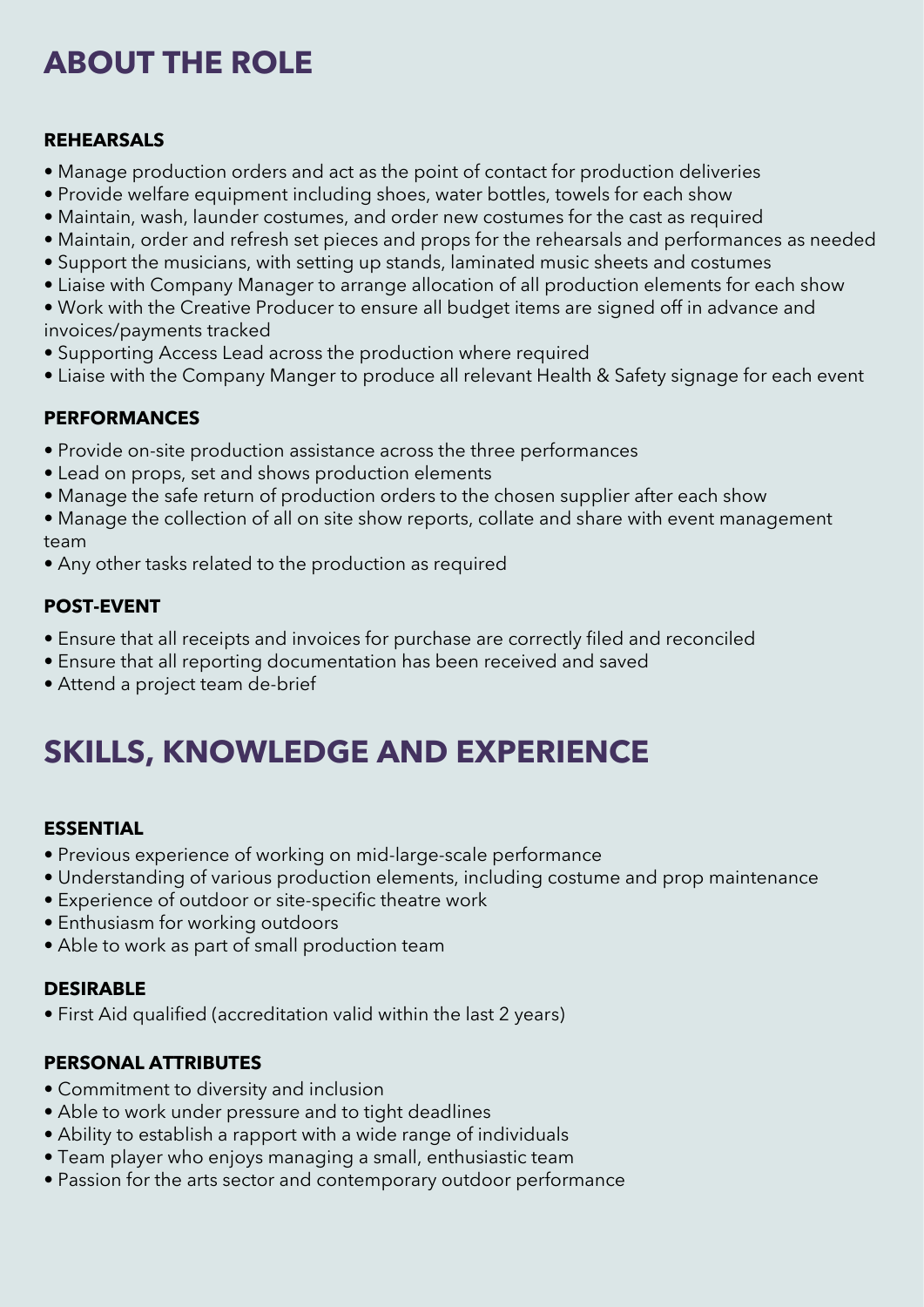# ABOUT THE ROLE

### REHEARSALS

- Manage production orders and act as the point of contact for production deliveries
- Provide welfare equipment including shoes, water bottles, towels for each show
- Maintain, wash, launder costumes, and order new costumes for the cast as required
- Maintain, order and refresh set pieces and props for the rehearsals and performances as needed
- Support the musicians, with setting up stands, laminated music sheets and costumes
- Liaise with Company Manager to arrange allocation of all production elements for each show
- Work with the Creative Producer to ensure all budget items are signed off in advance and invoices/payments tracked
- Supporting Access Lead across the production where required
- Liaise with the Company Manger to produce all relevant Health & Safety signage for each event

### PERFORMANCES

- Provide on-site production assistance across the three performances
- Lead on props, set and shows production elements
- Manage the safe return of production orders to the chosen supplier after each show
- Manage the collection of all on site show reports, collate and share with event management team
- Any other tasks related to the production as required

### POST-EVENT

- Ensure that all receipts and invoices for purchase are correctly filed and reconciled
- Ensure that all reporting documentation has been received and saved
- Attend a project team de-brief

# SKILLS, KNOWLEDGE AND EXPERIENCE

### ESSENTIAL

- Previous experience of working on mid-large-scale performance
- Understanding of various production elements, including costume and prop maintenance
- Experience of outdoor or site-specific theatre work
- Enthusiasm for working outdoors
- Able to work as part of small production team

### DESIRABLE

- First Aid qualified (accreditation valid within the last 2 years)

### PERSONAL ATTRIBUTES

- Commitment to diversity and inclusion
- Able to work under pressure and to tight deadlines
- Ability to establish a rapport with a wide range of individuals
- Team player who enjoys managing a small, enthusiastic team
- Passion for the arts sector and contemporary outdoor performance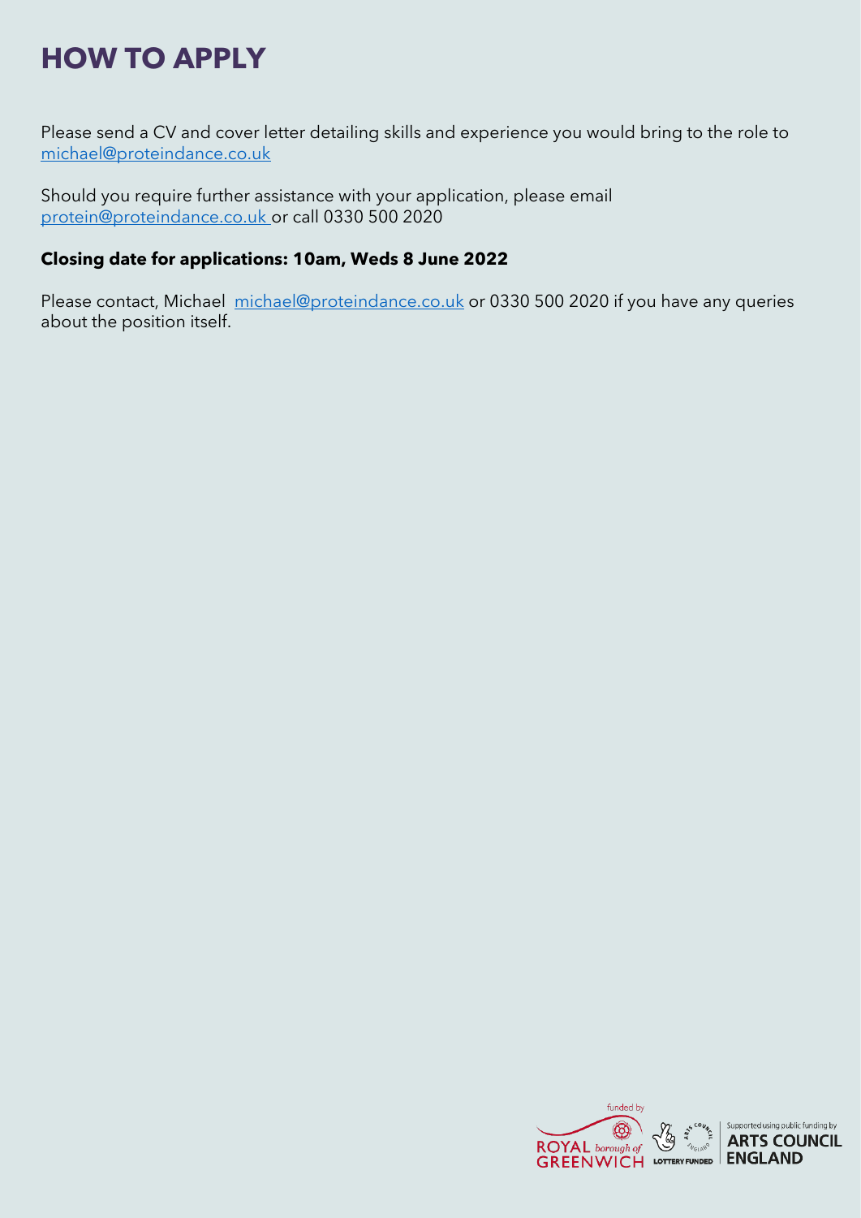# HOW TO APPLY

Please send a CV and cover letter detailing skills and experience you would bring to the role to michael@proteindance.co.uk

Should you require further assistance with your application, please email protein@proteindance.co.uk or call 0330 500 2020

**Closing date for applications: 10am, Weds 8 June 2022**

Please contact, Michael michael@proteindance.co.uk or 0330 500 2020 if you have any queries about the position itself.

funded by ROYAL borough of GREENWICH

LOTTERY FUNDED

Supported using public funding by ARTS COUNCIL ENGLAND